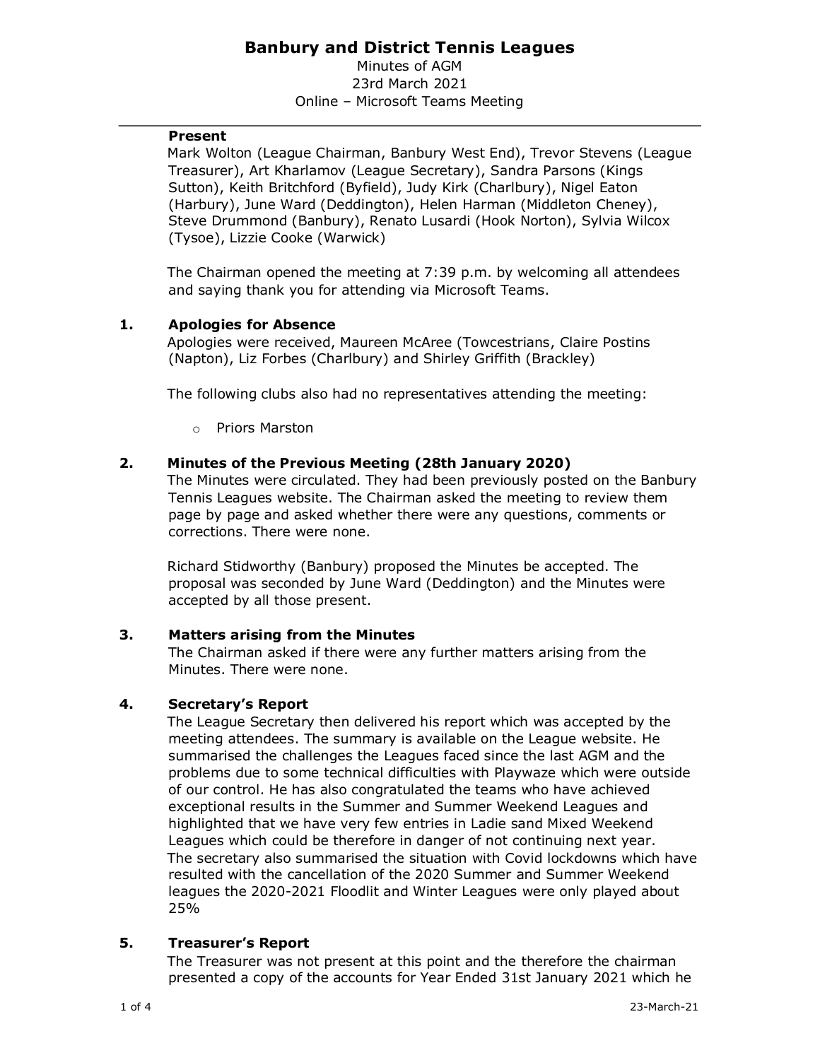# Banbury and District Tennis Leagues

Minutes of AGM
23rd March 2021
Online – Microsoft Teams Meeting

---

**Present**

Mark Wolton (League Chairman, Banbury West End), Trevor Stevens (League Treasurer), Art Kharlamov (League Secretary), Sandra Parsons (Kings Sutton), Keith Britchford (Byfield), Judy Kirk (Charlbury), Nigel Eaton (Harbury), June Ward (Deddington), Helen Harman (Middleton Cheney), Steve Drummond (Banbury), Renato Lusardi (Hook Norton), Sylvia Wilcox (Tysoe), Lizzie Cooke (Warwick)

The Chairman opened the meeting at 7:39 p.m. by welcoming all attendees and saying thank you for attending via Microsoft Teams.

## 1. Apologies for Absence

Apologies were received, Maureen McAree (Towcestrians, Claire Postins (Napton), Liz Forbes (Charlbury) and Shirley Griffith (Brackley)

The following clubs also had no representatives attending the meeting:

- Priors Marston

## 2. Minutes of the Previous Meeting (28th January 2020)

The Minutes were circulated. They had been previously posted on the Banbury Tennis Leagues website. The Chairman asked the meeting to review them page by page and asked whether there were any questions, comments or corrections. There were none.

Richard Stidworthy (Banbury) proposed the Minutes be accepted. The proposal was seconded by June Ward (Deddington) and the Minutes were accepted by all those present.

## 3. Matters arising from the Minutes

The Chairman asked if there were any further matters arising from the Minutes. There were none.

## 4. Secretary's Report

The League Secretary then delivered his report which was accepted by the meeting attendees. The summary is available on the League website. He summarised the challenges the Leagues faced since the last AGM and the problems due to some technical difficulties with Playwaze which were outside of our control. He has also congratulated the teams who have achieved exceptional results in the Summer and Summer Weekend Leagues and highlighted that we have very few entries in Ladie sand Mixed Weekend Leagues which could be therefore in danger of not continuing next year. The secretary also summarised the situation with Covid lockdowns which have resulted with the cancellation of the 2020 Summer and Summer Weekend leagues the 2020-2021 Floodlit and Winter Leagues were only played about 25%

## 5. Treasurer's Report

The Treasurer was not present at this point and the therefore the chairman presented a copy of the accounts for Year Ended 31st January 2021 which he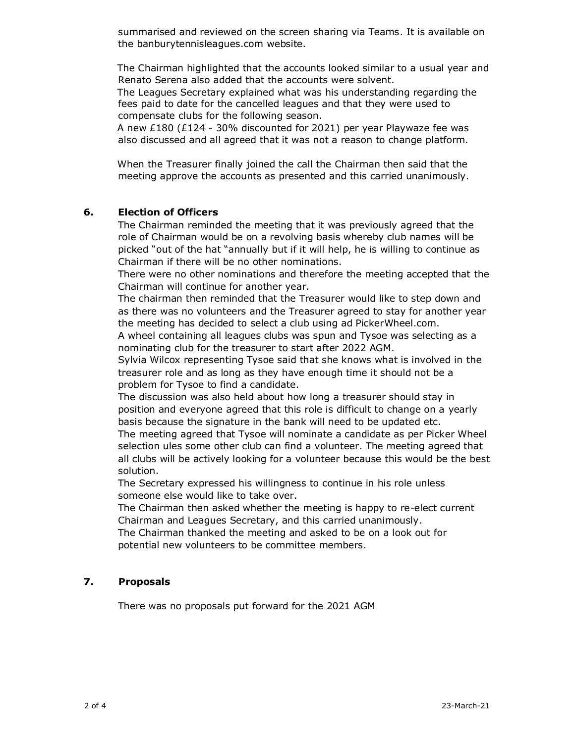summarised and reviewed on the screen sharing via Teams. It is available on the banburytennisleagues.com website.

The Chairman highlighted that the accounts looked similar to a usual year and Renato Serena also added that the accounts were solvent.
The Leagues Secretary explained what was his understanding regarding the fees paid to date for the cancelled leagues and that they were used to compensate clubs for the following season.
A new £180 (£124 - 30% discounted for 2021) per year Playwaze fee was also discussed and all agreed that it was not a reason to change platform.

When the Treasurer finally joined the call the Chairman then said that the meeting approve the accounts as presented and this carried unanimously.

## 6. Election of Officers

The Chairman reminded the meeting that it was previously agreed that the role of Chairman would be on a revolving basis whereby club names will be picked "out of the hat "annually but if it will help, he is willing to continue as Chairman if there will be no other nominations.
There were no other nominations and therefore the meeting accepted that the Chairman will continue for another year.
The chairman then reminded that the Treasurer would like to step down and as there was no volunteers and the Treasurer agreed to stay for another year the meeting has decided to select a club using ad PickerWheel.com.
A wheel containing all leagues clubs was spun and Tysoe was selecting as a nominating club for the treasurer to start after 2022 AGM.
Sylvia Wilcox representing Tysoe said that she knows what is involved in the treasurer role and as long as they have enough time it should not be a problem for Tysoe to find a candidate.
The discussion was also held about how long a treasurer should stay in position and everyone agreed that this role is difficult to change on a yearly basis because the signature in the bank will need to be updated etc.
The meeting agreed that Tysoe will nominate a candidate as per Picker Wheel selection ules some other club can find a volunteer. The meeting agreed that all clubs will be actively looking for a volunteer because this would be the best solution.
The Secretary expressed his willingness to continue in his role unless someone else would like to take over.
The Chairman then asked whether the meeting is happy to re-elect current Chairman and Leagues Secretary, and this carried unanimously.
The Chairman thanked the meeting and asked to be on a look out for potential new volunteers to be committee members.

## 7. Proposals

There was no proposals put forward for the 2021 AGM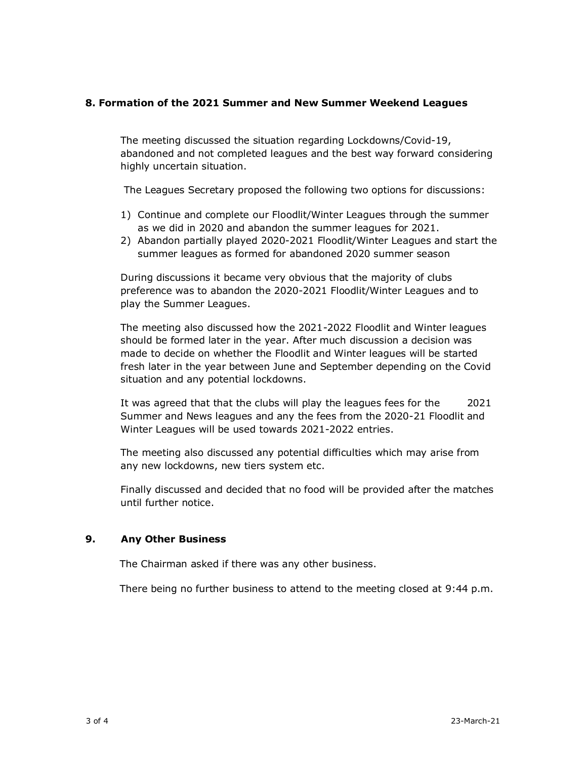## 8. Formation of the 2021 Summer and New Summer Weekend Leagues

The meeting discussed the situation regarding Lockdowns/Covid-19, abandoned and not completed leagues and the best way forward considering highly uncertain situation.

The Leagues Secretary proposed the following two options for discussions:

1) Continue and complete our Floodlit/Winter Leagues through the summer as we did in 2020 and abandon the summer leagues for 2021.
2) Abandon partially played 2020-2021 Floodlit/Winter Leagues and start the summer leagues as formed for abandoned 2020 summer season

During discussions it became very obvious that the majority of clubs preference was to abandon the 2020-2021 Floodlit/Winter Leagues and to play the Summer Leagues.

The meeting also discussed how the 2021-2022 Floodlit and Winter leagues should be formed later in the year. After much discussion a decision was made to decide on whether the Floodlit and Winter leagues will be started fresh later in the year between June and September depending on the Covid situation and any potential lockdowns.

It was agreed that that the clubs will play the leagues fees for the 2021 Summer and News leagues and any the fees from the 2020-21 Floodlit and Winter Leagues will be used towards 2021-2022 entries.

The meeting also discussed any potential difficulties which may arise from any new lockdowns, new tiers system etc.

Finally discussed and decided that no food will be provided after the matches until further notice.

## 9. Any Other Business

The Chairman asked if there was any other business.

There being no further business to attend to the meeting closed at 9:44 p.m.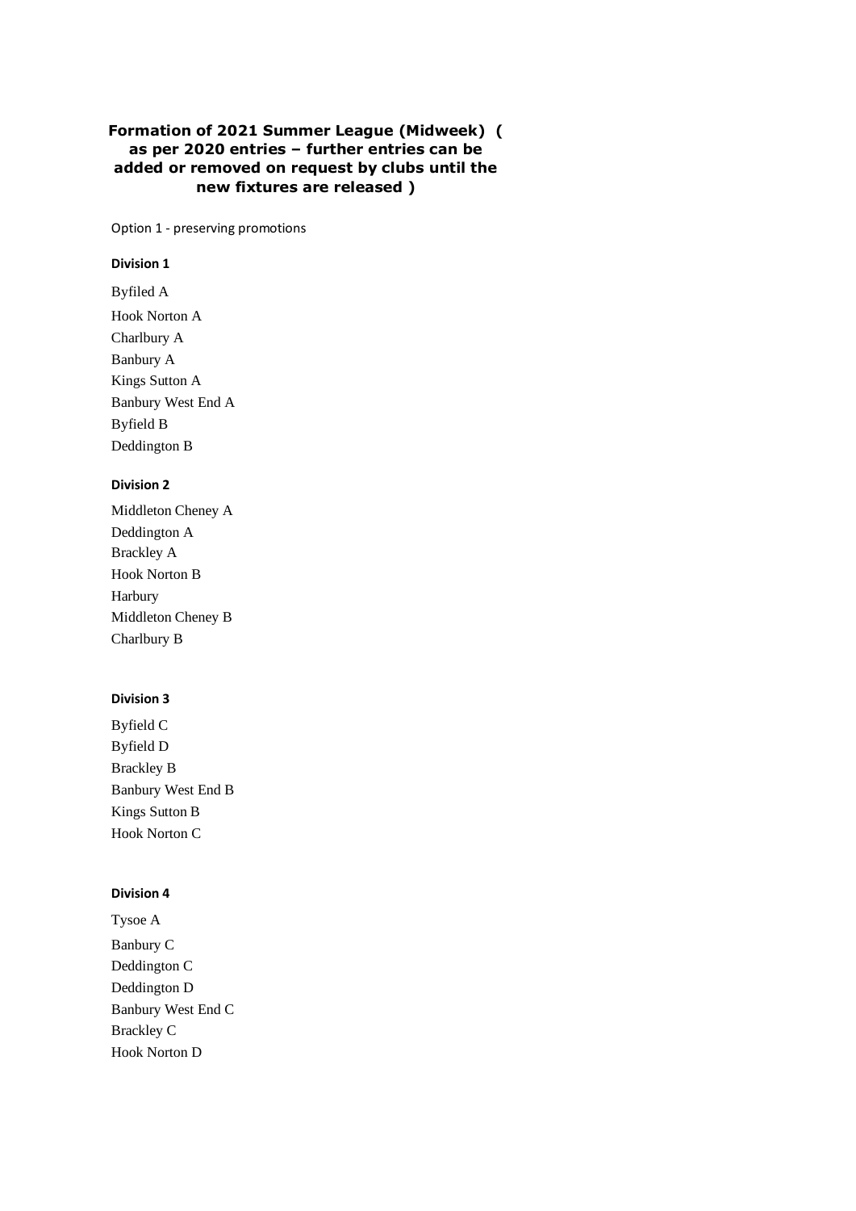## Formation of 2021 Summer League (Midweek) ( as per 2020 entries – further entries can be added or removed on request by clubs until the new fixtures are released )

Option 1 - preserving promotions

### Division 1

Byfiled A
Hook Norton A
Charlbury A
Banbury A
Kings Sutton A
Banbury West End A
Byfield B
Deddington B

### Division 2

Middleton Cheney A
Deddington A
Brackley A
Hook Norton B
Harbury
Middleton Cheney B
Charlbury B

### Division 3

Byfield C
Byfield D
Brackley B
Banbury West End B
Kings Sutton B
Hook Norton C

### Division 4

Tysoe A
Banbury C
Deddington C
Deddington D
Banbury West End C
Brackley C
Hook Norton D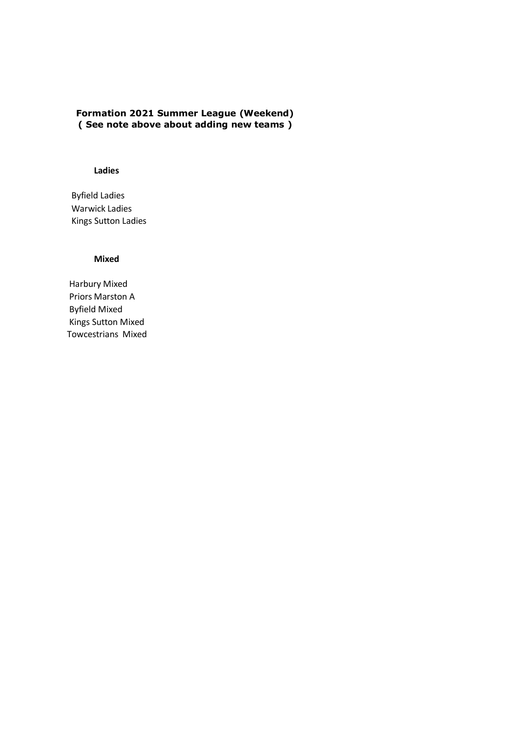**Formation 2021 Summer League (Weekend)**
**( See note above about adding new teams )**

**Ladies**

Byfield Ladies
Warwick Ladies
Kings Sutton Ladies

**Mixed**

Harbury Mixed
Priors Marston A
Byfield Mixed
Kings Sutton Mixed
Towcestrians Mixed